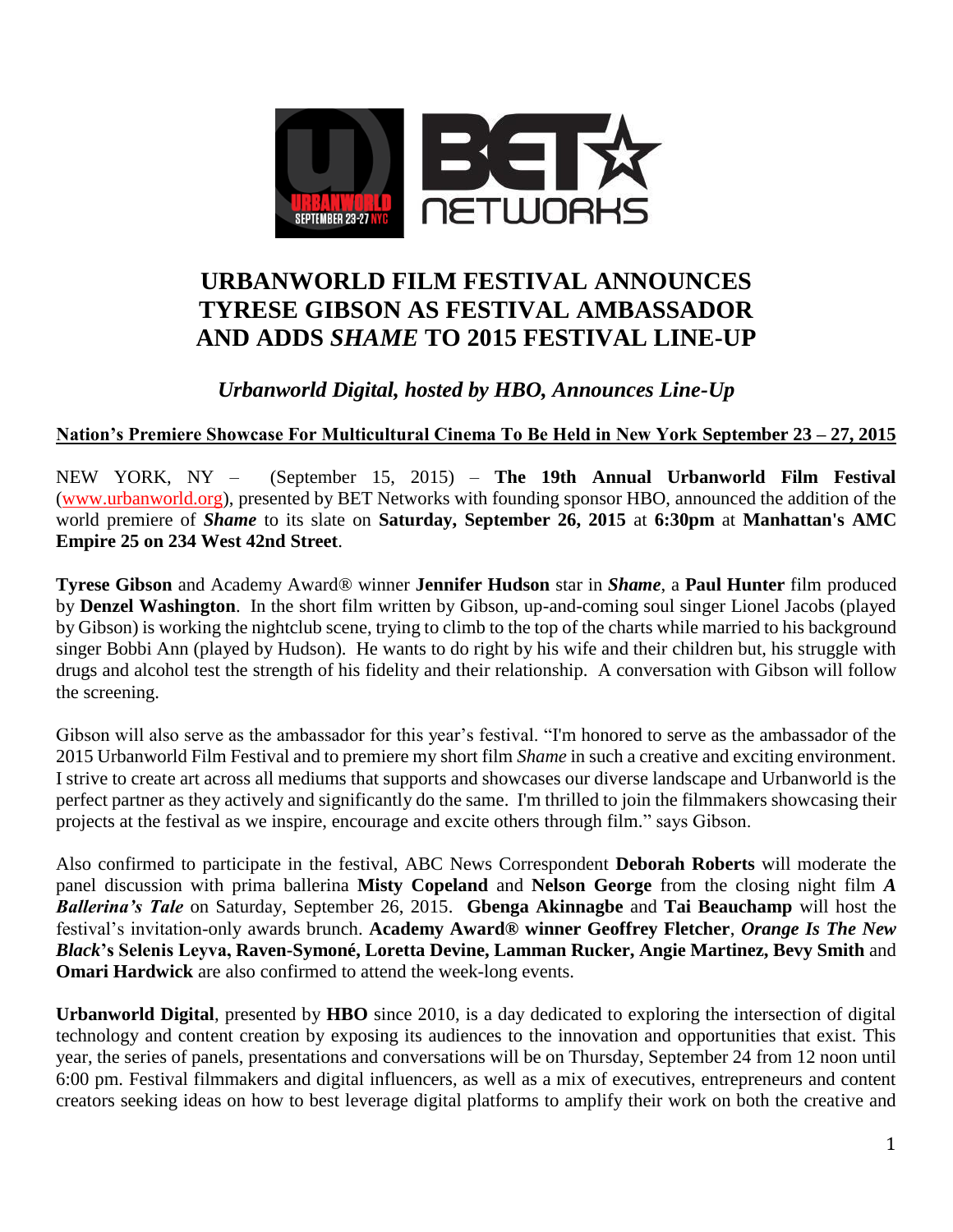# URBANWORLD FILM FESTIVAL ANNOUNCES TYRESE GIBSON AS FESTIVAL AMBASSADOR AND ADDS *SHAME* TO 2015 FESTIVAL LINE-UP

## *Urbanworld Digital, hosted by HBO, Announces Line-Up*

**Nation's Premiere Showcase For Multicultural Cinema To Be Held in New York September 23 – 27, 2015**

NEW YORK, NY – (September 15, 2015) – **The 19th Annual Urbanworld Film Festival** (www.urbanworld.org), presented by BET Networks with founding sponsor HBO, announced the addition of the world premiere of ***Shame*** to its slate on **Saturday, September 26, 2015** at **6:30pm** at **Manhattan's AMC Empire 25 on 234 West 42nd Street**.

**Tyrese Gibson** and Academy Award® winner **Jennifer Hudson** star in ***Shame***, a **Paul Hunter** film produced by **Denzel Washington**. In the short film written by Gibson, up-and-coming soul singer Lionel Jacobs (played by Gibson) is working the nightclub scene, trying to climb to the top of the charts while married to his background singer Bobbi Ann (played by Hudson). He wants to do right by his wife and their children but, his struggle with drugs and alcohol test the strength of his fidelity and their relationship. A conversation with Gibson will follow the screening.

Gibson will also serve as the ambassador for this year's festival. "I'm honored to serve as the ambassador of the 2015 Urbanworld Film Festival and to premiere my short film *Shame* in such a creative and exciting environment. I strive to create art across all mediums that supports and showcases our diverse landscape and Urbanworld is the perfect partner as they actively and significantly do the same. I'm thrilled to join the filmmakers showcasing their projects at the festival as we inspire, encourage and excite others through film." says Gibson.

Also confirmed to participate in the festival, ABC News Correspondent **Deborah Roberts** will moderate the panel discussion with prima ballerina **Misty Copeland** and **Nelson George** from the closing night film ***A Ballerina's Tale*** on Saturday, September 26, 2015. **Gbenga Akinnagbe** and **Tai Beauchamp** will host the festival's invitation-only awards brunch. **Academy Award® winner Geoffrey Fletcher**, ***Orange Is The New Black*'s Selenis Leyva, Raven-Symoné, Loretta Devine, Lamman Rucker, Angie Martinez, Bevy Smith** and **Omari Hardwick** are also confirmed to attend the week-long events.

**Urbanworld Digital**, presented by **HBO** since 2010, is a day dedicated to exploring the intersection of digital technology and content creation by exposing its audiences to the innovation and opportunities that exist. This year, the series of panels, presentations and conversations will be on Thursday, September 24 from 12 noon until 6:00 pm. Festival filmmakers and digital influencers, as well as a mix of executives, entrepreneurs and content creators seeking ideas on how to best leverage digital platforms to amplify their work on both the creative and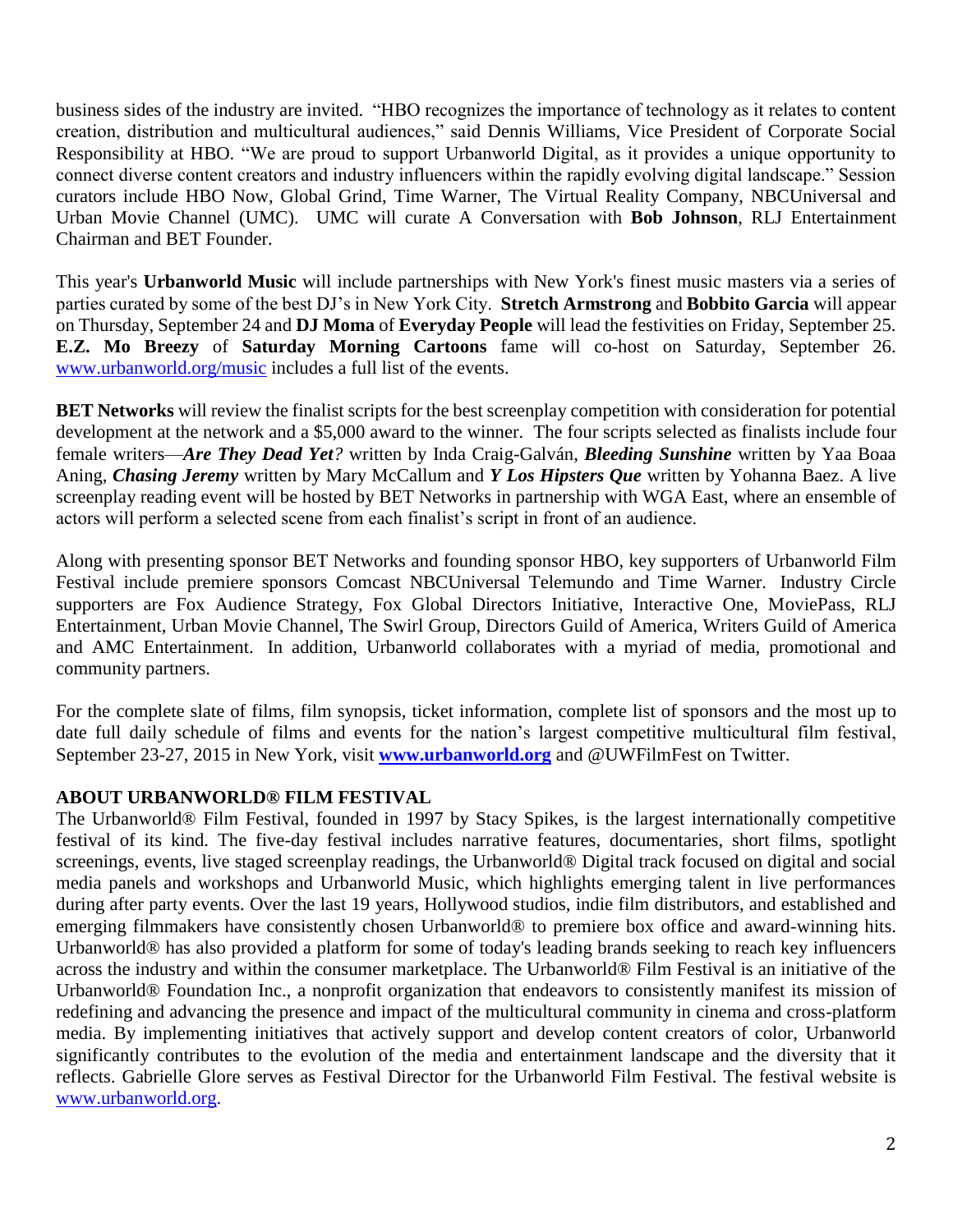business sides of the industry are invited. "HBO recognizes the importance of technology as it relates to content creation, distribution and multicultural audiences," said Dennis Williams, Vice President of Corporate Social Responsibility at HBO. "We are proud to support Urbanworld Digital, as it provides a unique opportunity to connect diverse content creators and industry influencers within the rapidly evolving digital landscape." Session curators include HBO Now, Global Grind, Time Warner, The Virtual Reality Company, NBCUniversal and Urban Movie Channel (UMC). UMC will curate A Conversation with **Bob Johnson**, RLJ Entertainment Chairman and BET Founder.

This year's **Urbanworld Music** will include partnerships with New York's finest music masters via a series of parties curated by some of the best DJ's in New York City. **Stretch Armstrong** and **Bobbito Garcia** will appear on Thursday, September 24 and **DJ Moma** of **Everyday People** will lead the festivities on Friday, September 25. **E.Z. Mo Breezy** of **Saturday Morning Cartoons** fame will co-host on Saturday, September 26. [www.urbanworld.org/music](www.urbanworld.org/music) includes a full list of the events.

**BET Networks** will review the finalist scripts for the best screenplay competition with consideration for potential development at the network and a $5,000 award to the winner. The four scripts selected as finalists include four female writers—***Are They Dead Yet?*** written by Inda Craig-Galván, ***Bleeding Sunshine*** written by Yaa Boaa Aning, ***Chasing Jeremy*** written by Mary McCallum and ***Y Los Hipsters Que*** written by Yohanna Baez. A live screenplay reading event will be hosted by BET Networks in partnership with WGA East, where an ensemble of actors will perform a selected scene from each finalist's script in front of an audience.

Along with presenting sponsor BET Networks and founding sponsor HBO, key supporters of Urbanworld Film Festival include premiere sponsors Comcast NBCUniversal Telemundo and Time Warner. Industry Circle supporters are Fox Audience Strategy, Fox Global Directors Initiative, Interactive One, MoviePass, RLJ Entertainment, Urban Movie Channel, The Swirl Group, Directors Guild of America, Writers Guild of America and AMC Entertainment. In addition, Urbanworld collaborates with a myriad of media, promotional and community partners.

For the complete slate of films, film synopsis, ticket information, complete list of sponsors and the most up to date full daily schedule of films and events for the nation's largest competitive multicultural film festival, September 23-27, 2015 in New York, visit **[www.urbanworld.org](www.urbanworld.org)** and @UWFilmFest on Twitter.

**ABOUT URBANWORLD® FILM FESTIVAL**

The Urbanworld® Film Festival, founded in 1997 by Stacy Spikes, is the largest internationally competitive festival of its kind. The five-day festival includes narrative features, documentaries, short films, spotlight screenings, events, live staged screenplay readings, the Urbanworld® Digital track focused on digital and social media panels and workshops and Urbanworld Music, which highlights emerging talent in live performances during after party events. Over the last 19 years, Hollywood studios, indie film distributors, and established and emerging filmmakers have consistently chosen Urbanworld® to premiere box office and award-winning hits. Urbanworld® has also provided a platform for some of today's leading brands seeking to reach key influencers across the industry and within the consumer marketplace. The Urbanworld® Film Festival is an initiative of the Urbanworld® Foundation Inc., a nonprofit organization that endeavors to consistently manifest its mission of redefining and advancing the presence and impact of the multicultural community in cinema and cross-platform media. By implementing initiatives that actively support and develop content creators of color, Urbanworld significantly contributes to the evolution of the media and entertainment landscape and the diversity that it reflects. Gabrielle Glore serves as Festival Director for the Urbanworld Film Festival. The festival website is [www.urbanworld.org](www.urbanworld.org).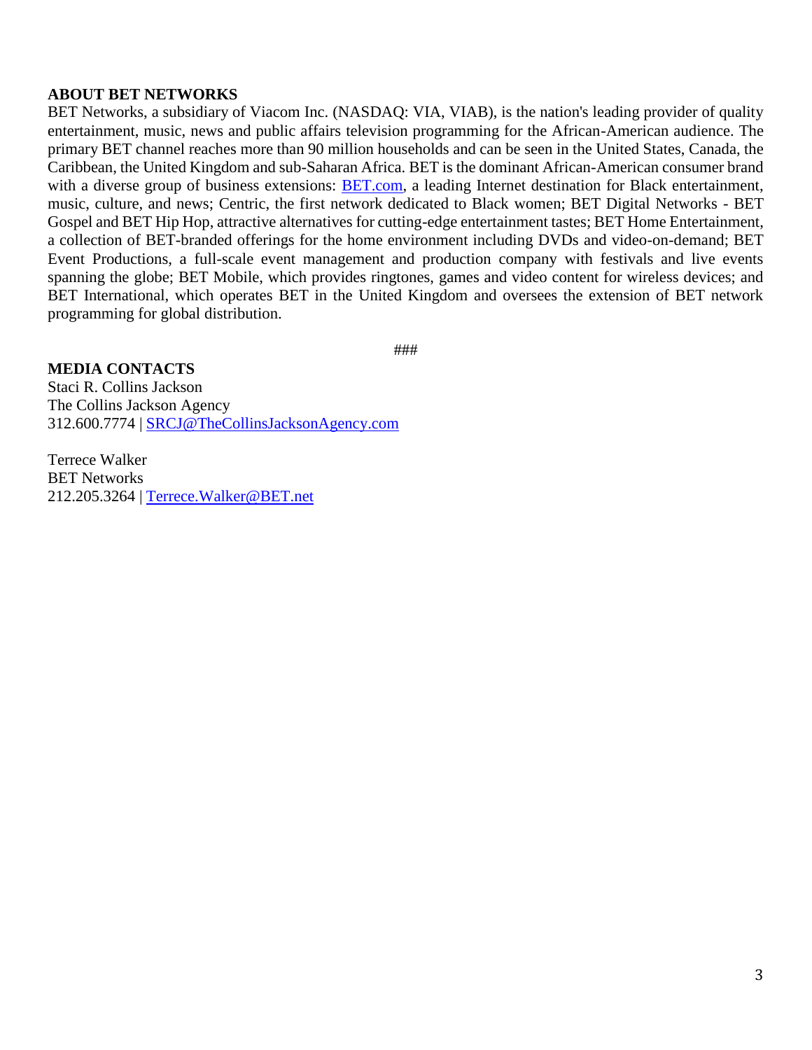**ABOUT BET NETWORKS**

BET Networks, a subsidiary of Viacom Inc. (NASDAQ: VIA, VIAB), is the nation's leading provider of quality entertainment, music, news and public affairs television programming for the African-American audience. The primary BET channel reaches more than 90 million households and can be seen in the United States, Canada, the Caribbean, the United Kingdom and sub-Saharan Africa. BET is the dominant African-American consumer brand with a diverse group of business extensions: BET.com, a leading Internet destination for Black entertainment, music, culture, and news; Centric, the first network dedicated to Black women; BET Digital Networks - BET Gospel and BET Hip Hop, attractive alternatives for cutting-edge entertainment tastes; BET Home Entertainment, a collection of BET-branded offerings for the home environment including DVDs and video-on-demand; BET Event Productions, a full-scale event management and production company with festivals and live events spanning the globe; BET Mobile, which provides ringtones, games and video content for wireless devices; and BET International, which operates BET in the United Kingdom and oversees the extension of BET network programming for global distribution.

###

**MEDIA CONTACTS**

Staci R. Collins Jackson
The Collins Jackson Agency
312.600.7774 | SRCJ@TheCollinsJacksonAgency.com

Terrece Walker
BET Networks
212.205.3264 | Terrece.Walker@BET.net